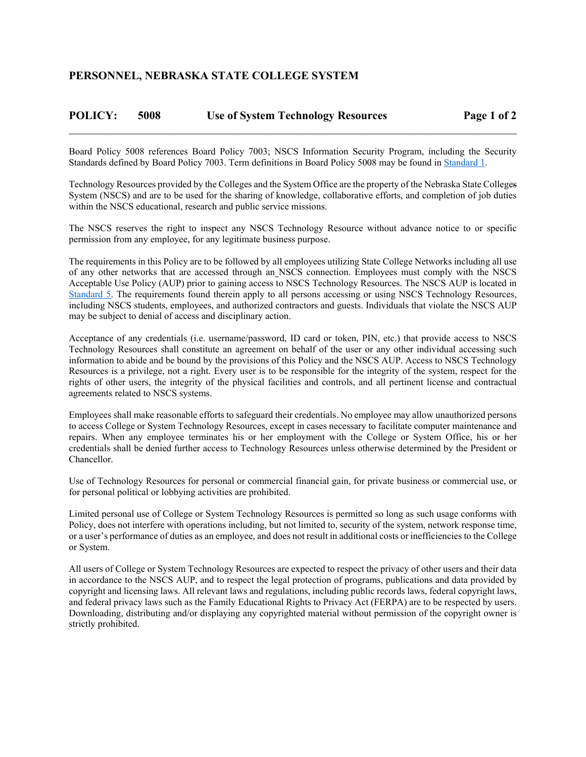# PERSONNEL, NEBRASKA STATE COLLEGE SYSTEM

## POLICY: 5008 Use of System Technology Resources

Board Policy 5008 references Board Policy 7003; NSCS Information Security Program, including the Security Standards defined by Board Policy 7003. Term definitions in Board Policy 5008 may be found in [Standard 1].

Technology Resources provided by the Colleges and the System Office are the property of the Nebraska State Colleges System (NSCS) and are to be used for the sharing of knowledge, collaborative efforts, and completion of job duties within the NSCS educational, research and public service missions.

The NSCS reserves the right to inspect any NSCS Technology Resource without advance notice to or specific permission from any employee, for any legitimate business purpose.

The requirements in this Policy are to be followed by all employees utilizing State College Networks including all use of any other networks that are accessed through an NSCS connection. Employees must comply with the NSCS Acceptable Use Policy (AUP) prior to gaining access to NSCS Technology Resources. The NSCS AUP is located in [Standard 5]. The requirements found therein apply to all persons accessing or using NSCS Technology Resources, including NSCS students, employees, and authorized contractors and guests. Individuals that violate the NSCS AUP may be subject to denial of access and disciplinary action.

Acceptance of any credentials (i.e. username/password, ID card or token, PIN, etc.) that provide access to NSCS Technology Resources shall constitute an agreement on behalf of the user or any other individual accessing such information to abide and be bound by the provisions of this Policy and the NSCS AUP. Access to NSCS Technology Resources is a privilege, not a right. Every user is to be responsible for the integrity of the system, respect for the rights of other users, the integrity of the physical facilities and controls, and all pertinent license and contractual agreements related to NSCS systems.

Employees shall make reasonable efforts to safeguard their credentials. No employee may allow unauthorized persons to access College or System Technology Resources, except in cases necessary to facilitate computer maintenance and repairs. When any employee terminates his or her employment with the College or System Office, his or her credentials shall be denied further access to Technology Resources unless otherwise determined by the President or Chancellor.

Use of Technology Resources for personal or commercial financial gain, for private business or commercial use, or for personal political or lobbying activities are prohibited.

Limited personal use of College or System Technology Resources is permitted so long as such usage conforms with Policy, does not interfere with operations including, but not limited to, security of the system, network response time, or a user's performance of duties as an employee, and does not result in additional costs or inefficiencies to the College or System.

All users of College or System Technology Resources are expected to respect the privacy of other users and their data in accordance to the NSCS AUP, and to respect the legal protection of programs, publications and data provided by copyright and licensing laws. All relevant laws and regulations, including public records laws, federal copyright laws, and federal privacy laws such as the Family Educational Rights to Privacy Act (FERPA) are to be respected by users. Downloading, distributing and/or displaying any copyrighted material without permission of the copyright owner is strictly prohibited.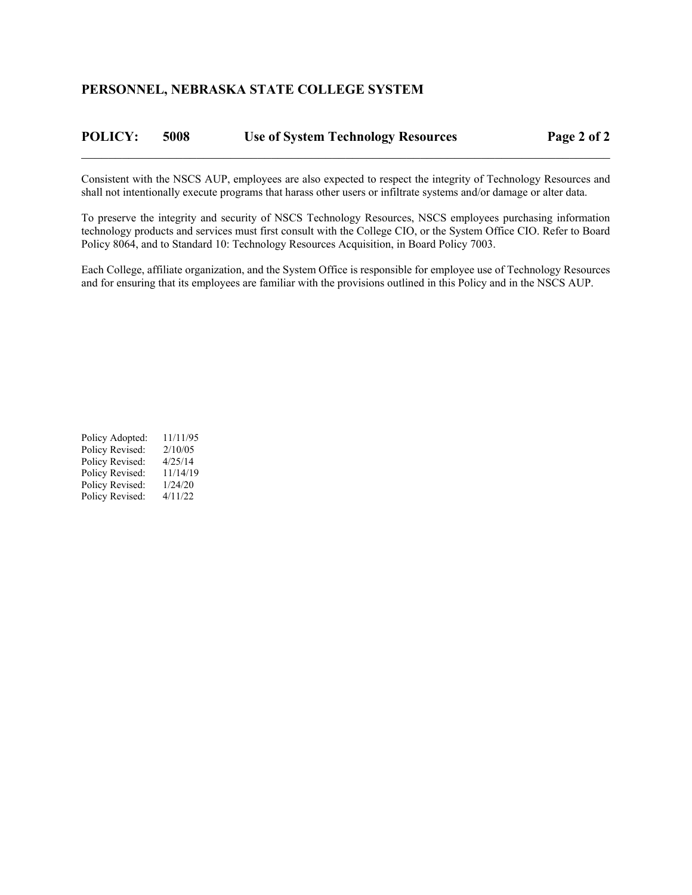Consistent with the NSCS AUP, employees are also expected to respect the integrity of Technology Resources and shall not intentionally execute programs that harass other users or infiltrate systems and/or damage or alter data.

To preserve the integrity and security of NSCS Technology Resources, NSCS employees purchasing information technology products and services must first consult with the College CIO, or the System Office CIO. Refer to Board Policy 8064, and to Standard 10: Technology Resources Acquisition, in Board Policy 7003.

Each College, affiliate organization, and the System Office is responsible for employee use of Technology Resources and for ensuring that its employees are familiar with the provisions outlined in this Policy and in the NSCS AUP.

Policy Adopted: 11/11/95
Policy Revised: 2/10/05
Policy Revised: 4/25/14
Policy Revised: 11/14/19
Policy Revised: 1/24/20
Policy Revised: 4/11/22